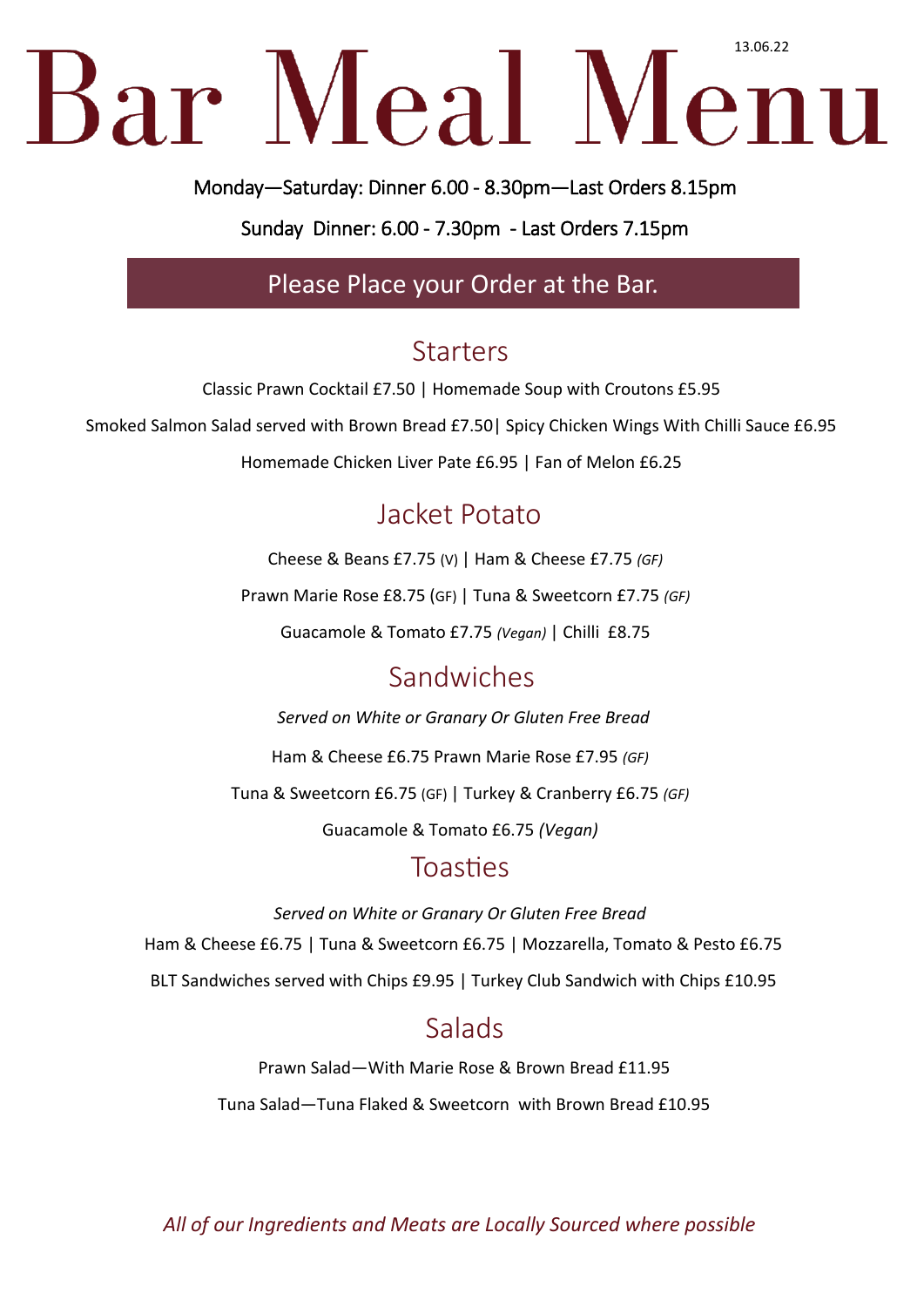13.06.22

# Bar Meal Menu

Monday—Saturday: Dinner 6.00 - 8.30pm—Last Orders 8.15pm

Sunday Dinner: 6.00 - 7.30pm - Last Orders 7.15pm

**Please Place your Order at the Bar.**

## Starters

Classic Prawn Cocktail £7.50 | Homemade Soup with Croutons £5.95

Smoked Salmon Salad served with Brown Bread £7.50| Spicy Chicken Wings With Chilli Sauce £6.95

Homemade Chicken Liver Pate £6.95 | Fan of Melon £6.25

## Jacket Potato

Cheese & Beans £7.75 (V) | Ham & Cheese £7.75 *(GF)*

Prawn Marie Rose £8.75 (GF) | Tuna & Sweetcorn £7.75 *(GF)*

Guacamole & Tomato £7.75 *(Vegan)* | Chilli £8.75

## Sandwiches

*Served on White or Granary Or Gluten Free Bread*

Ham & Cheese £6.75 Prawn Marie Rose £7.95 *(GF)*

Tuna & Sweetcorn £6.75 (GF) | Turkey & Cranberry £6.75 *(GF)*

Guacamole & Tomato £6.75 *(Vegan)*

## Toasties

*Served on White or Granary Or Gluten Free Bread*

Ham & Cheese £6.75 | Tuna & Sweetcorn £6.75 | Mozzarella, Tomato & Pesto £6.75

BLT Sandwiches served with Chips £9.95 | Turkey Club Sandwich with Chips £10.95

## Salads

Prawn Salad—With Marie Rose & Brown Bread £11.95

Tuna Salad—Tuna Flaked & Sweetcorn with Brown Bread £10.95

*All of our Ingredients and Meats are Locally Sourced where possible*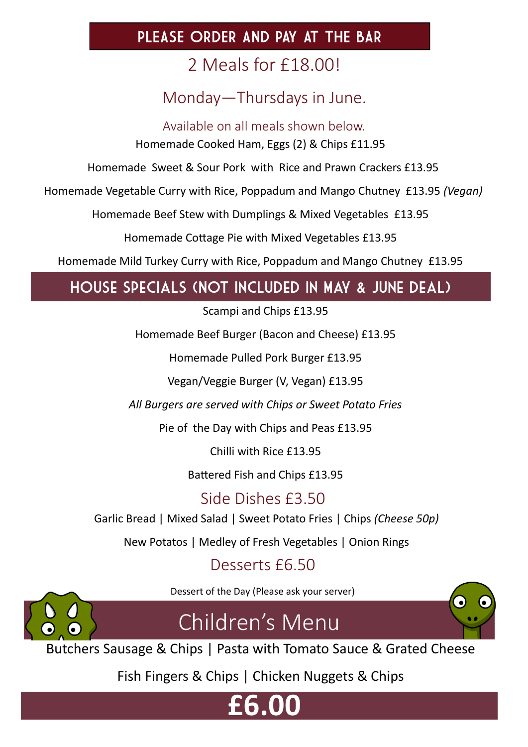## PLEASE ORDER AND PAY AT THE BAR

### 2 Meals for £18.00!

### Monday—Thursdays in June.

Available on all meals shown below.

Homemade Cooked Ham, Eggs (2) & Chips £11.95

Homemade Sweet & Sour Pork with Rice and Prawn Crackers £13.95

Homemade Vegetable Curry with Rice, Poppadum and Mango Chutney £13.95 *(Vegan)*

Homemade Beef Stew with Dumplings & Mixed Vegetables £13.95

Homemade Cottage Pie with Mixed Vegetables £13.95

Homemade Mild Turkey Curry with Rice, Poppadum and Mango Chutney £13.95

## HOUSE SPECIALS (NOT INCLUDED IN MAY & JUNE DEAL)

Scampi and Chips £13.95

Homemade Beef Burger (Bacon and Cheese) £13.95

Homemade Pulled Pork Burger £13.95

Vegan/Veggie Burger (V, Vegan) £13.95

*All Burgers are served with Chips or Sweet Potato Fries*

Pie of the Day with Chips and Peas £13.95

Chilli with Rice £13.95

Battered Fish and Chips £13.95

### Side Dishes £3.50

Garlic Bread | Mixed Salad | Sweet Potato Fries | Chips *(Cheese 50p)*

New Potatos | Medley of Fresh Vegetables | Onion Rings

### Desserts £6.50

Dessert of the Day (Please ask your server)

## Children's Menu

Butchers Sausage & Chips | Pasta with Tomato Sauce & Grated Cheese

Fish Fingers & Chips | Chicken Nuggets & Chips

# £6.00